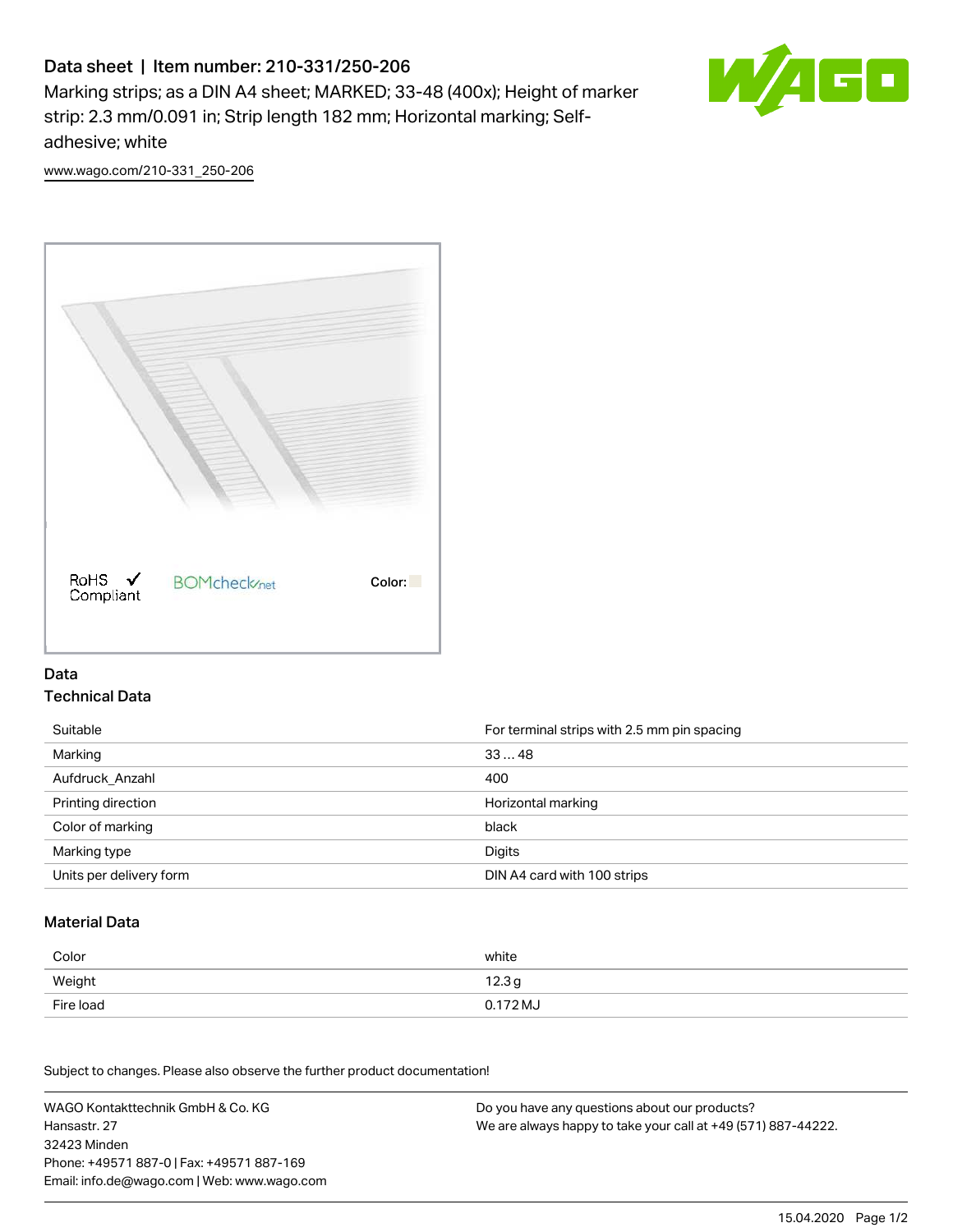# Data sheet | Item number: 210-331/250-206

Marking strips; as a DIN A4 sheet; MARKED; 33-48 (400x); Height of marker strip: 2.3 mm/0.091 in; Strip length 182 mm; Horizontal marking; Self-adhesive; white

www.wago.com/210-331_250-206

RoHS ✓ Compliant BOMcheck.net Color:

## Data

### Technical Data

| | |
|---|---|
| Suitable | For terminal strips with 2.5 mm pin spacing |
| Marking | 33 … 48 |
| Aufdruck_Anzahl | 400 |
| Printing direction | Horizontal marking |
| Color of marking | black |
| Marking type | Digits |
| Units per delivery form | DIN A4 card with 100 strips |

### Material Data

| | |
|---|---|
| Color | white |
| Weight | 12.3 g |
| Fire load | 0.172 MJ |

Subject to changes. Please also observe the further product documentation!

WAGO Kontakttechnik GmbH & Co. KG
Hansastr. 27
32423 Minden
Phone: +49571 887-0 | Fax: +49571 887-169
Email: info.de@wago.com | Web: www.wago.com

Do you have any questions about our products?
We are always happy to take your call at +49 (571) 887-44222.

15.04.2020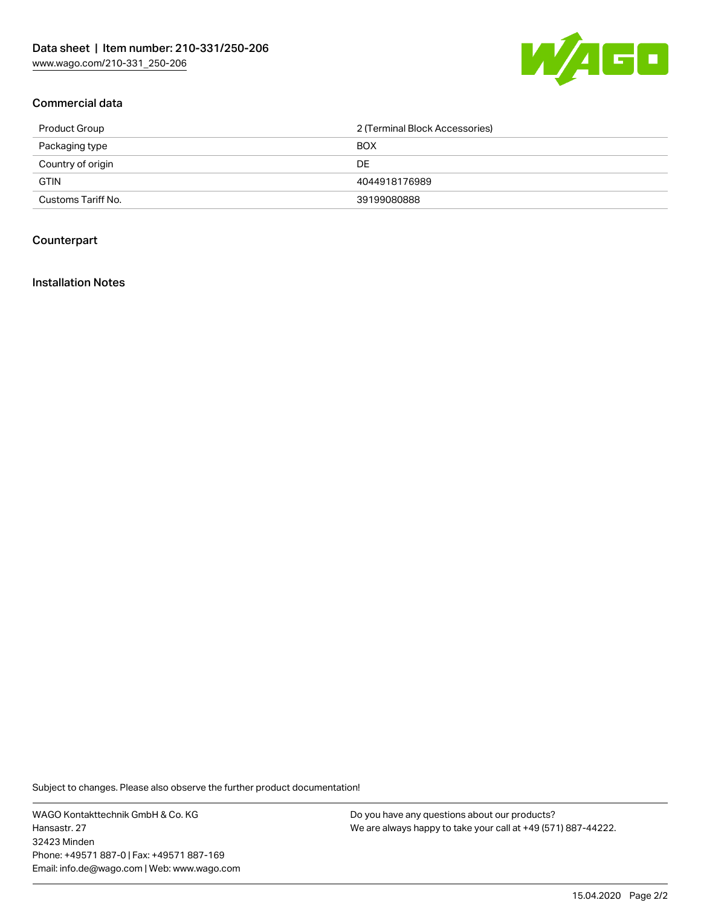## Commercial data

| | |
|---|---|
| Product Group | 2 (Terminal Block Accessories) |
| Packaging type | BOX |
| Country of origin | DE |
| GTIN | 4044918176989 |
| Customs Tariff No. | 39199080888 |

## Counterpart

## Installation Notes

Subject to changes. Please also observe the further product documentation!

WAGO Kontakttechnik GmbH & Co. KG
Hansastr. 27
32423 Minden
Phone: +49571 887-0 | Fax: +49571 887-169
Email: info.de@wago.com | Web: www.wago.com

Do you have any questions about our products?
We are always happy to take your call at +49 (571) 887-44222.